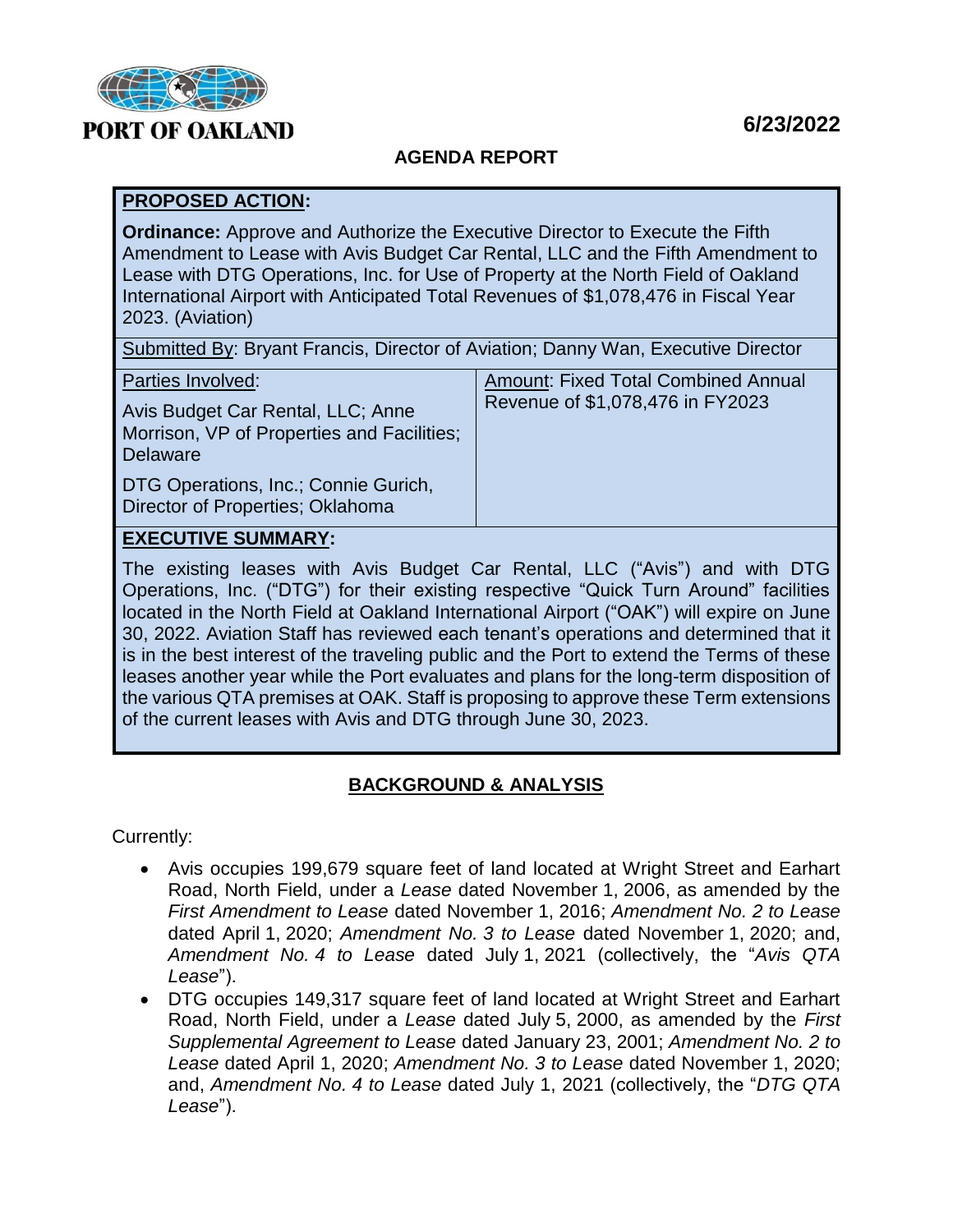PORT OF OAKLAND

6/23/2022

## AGENDA REPORT

**PROPOSED ACTION:**

**Ordinance:** Approve and Authorize the Executive Director to Execute the Fifth Amendment to Lease with Avis Budget Car Rental, LLC and the Fifth Amendment to Lease with DTG Operations, Inc. for Use of Property at the North Field of Oakland International Airport with Anticipated Total Revenues of $1,078,476 in Fiscal Year 2023. (Aviation)

Submitted By: Bryant Francis, Director of Aviation; Danny Wan, Executive Director

| Parties Involved: | Amount: Fixed Total Combined Annual Revenue of $1,078,476 in FY2023 |
|---|---|
| Avis Budget Car Rental, LLC; Anne Morrison, VP of Properties and Facilities; Delaware<br><br>DTG Operations, Inc.; Connie Gurich, Director of Properties; Oklahoma | |

**EXECUTIVE SUMMARY:**

The existing leases with Avis Budget Car Rental, LLC ("Avis") and with DTG Operations, Inc. ("DTG") for their existing respective "Quick Turn Around" facilities located in the North Field at Oakland International Airport ("OAK") will expire on June 30, 2022. Aviation Staff has reviewed each tenant's operations and determined that it is in the best interest of the traveling public and the Port to extend the Terms of these leases another year while the Port evaluates and plans for the long-term disposition of the various QTA premises at OAK. Staff is proposing to approve these Term extensions of the current leases with Avis and DTG through June 30, 2023.

## BACKGROUND & ANALYSIS

Currently:

- Avis occupies 199,679 square feet of land located at Wright Street and Earhart Road, North Field, under a *Lease* dated November 1, 2006, as amended by the *First Amendment to Lease* dated November 1, 2016; *Amendment No. 2 to Lease* dated April 1, 2020; *Amendment No. 3 to Lease* dated November 1, 2020; and, *Amendment No. 4 to Lease* dated July 1, 2021 (collectively, the "*Avis QTA Lease*").
- DTG occupies 149,317 square feet of land located at Wright Street and Earhart Road, North Field, under a *Lease* dated July 5, 2000, as amended by the *First Supplemental Agreement to Lease* dated January 23, 2001; *Amendment No. 2 to Lease* dated April 1, 2020; *Amendment No. 3 to Lease* dated November 1, 2020; and, *Amendment No. 4 to Lease* dated July 1, 2021 (collectively, the "*DTG QTA Lease*").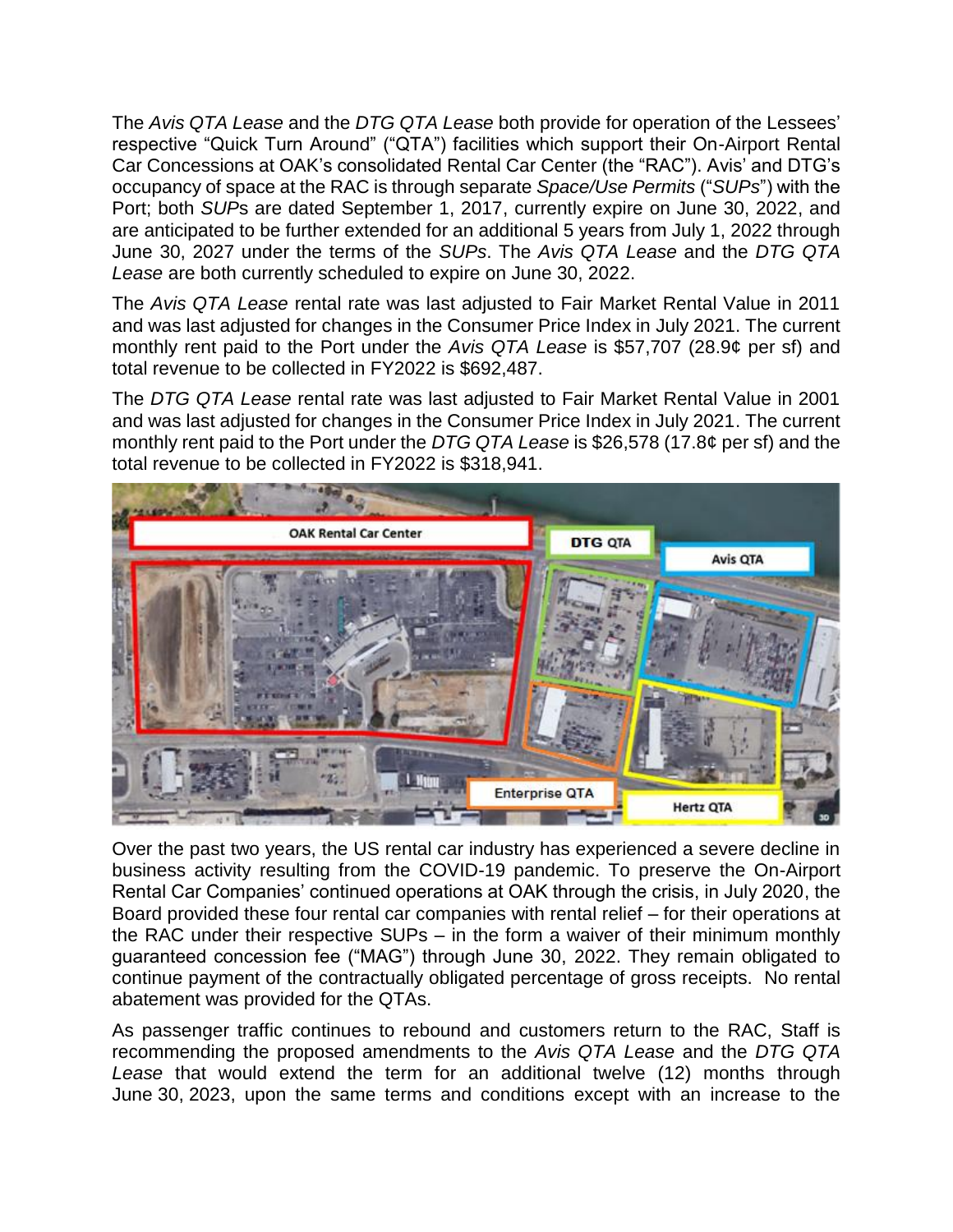The *Avis QTA Lease* and the *DTG QTA Lease* both provide for operation of the Lessees' respective "Quick Turn Around" ("QTA") facilities which support their On-Airport Rental Car Concessions at OAK's consolidated Rental Car Center (the "RAC"). Avis' and DTG's occupancy of space at the RAC is through separate *Space/Use Permits* ("*SUPs*") with the Port; both *SUPs* are dated September 1, 2017, currently expire on June 30, 2022, and are anticipated to be further extended for an additional 5 years from July 1, 2022 through June 30, 2027 under the terms of the *SUPs*. The *Avis QTA Lease* and the *DTG QTA Lease* are both currently scheduled to expire on June 30, 2022.

The *Avis QTA Lease* rental rate was last adjusted to Fair Market Rental Value in 2011 and was last adjusted for changes in the Consumer Price Index in July 2021. The current monthly rent paid to the Port under the *Avis QTA Lease* is $57,707 (28.9¢ per sf) and total revenue to be collected in FY2022 is $692,487.

The *DTG QTA Lease* rental rate was last adjusted to Fair Market Rental Value in 2001 and was last adjusted for changes in the Consumer Price Index in July 2021. The current monthly rent paid to the Port under the *DTG QTA Lease* is $26,578 (17.8¢ per sf) and the total revenue to be collected in FY2022 is $318,941.

Over the past two years, the US rental car industry has experienced a severe decline in business activity resulting from the COVID-19 pandemic. To preserve the On-Airport Rental Car Companies' continued operations at OAK through the crisis, in July 2020, the Board provided these four rental car companies with rental relief – for their operations at the RAC under their respective SUPs – in the form a waiver of their minimum monthly guaranteed concession fee ("MAG") through June 30, 2022. They remain obligated to continue payment of the contractually obligated percentage of gross receipts. No rental abatement was provided for the QTAs.

As passenger traffic continues to rebound and customers return to the RAC, Staff is recommending the proposed amendments to the *Avis QTA Lease* and the *DTG QTA Lease* that would extend the term for an additional twelve (12) months through June 30, 2023, upon the same terms and conditions except with an increase to the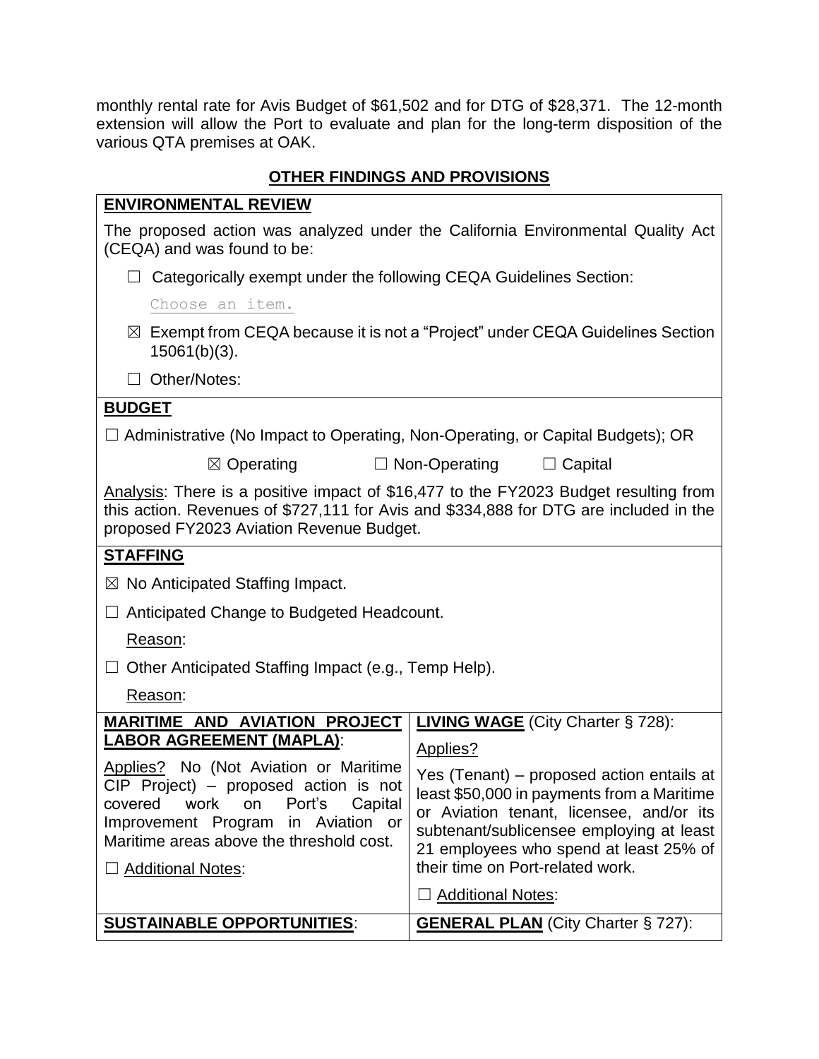monthly rental rate for Avis Budget of $61,502 and for DTG of $28,371. The 12-month extension will allow the Port to evaluate and plan for the long-term disposition of the various QTA premises at OAK.

## OTHER FINDINGS AND PROVISIONS

**ENVIRONMENTAL REVIEW**

The proposed action was analyzed under the California Environmental Quality Act (CEQA) and was found to be:

☐ Categorically exempt under the following CEQA Guidelines Section:

Choose an item.

☒ Exempt from CEQA because it is not a "Project" under CEQA Guidelines Section 15061(b)(3).

☐ Other/Notes:

**BUDGET**

☐ Administrative (No Impact to Operating, Non-Operating, or Capital Budgets); OR

☒ Operating ☐ Non-Operating ☐ Capital

Analysis: There is a positive impact of $16,477 to the FY2023 Budget resulting from this action. Revenues of $727,111 for Avis and $334,888 for DTG are included in the proposed FY2023 Aviation Revenue Budget.

**STAFFING**

☒ No Anticipated Staffing Impact.

☐ Anticipated Change to Budgeted Headcount.

Reason:

☐ Other Anticipated Staffing Impact (e.g., Temp Help).

Reason:

| **MARITIME AND AVIATION PROJECT LABOR AGREEMENT (MAPLA)**: | **LIVING WAGE** (City Charter § 728): |
|---|---|
| Applies? No (Not Aviation or Maritime CIP Project) – proposed action is not covered work on Port's Capital Improvement Program in Aviation or Maritime areas above the threshold cost.<br><br>☐ Additional Notes: | Applies?<br><br>Yes (Tenant) – proposed action entails at least $50,000 in payments from a Maritime or Aviation tenant, licensee, and/or its subtenant/sublicensee employing at least 21 employees who spend at least 25% of their time on Port-related work.<br><br>☐ Additional Notes: |
| **SUSTAINABLE OPPORTUNITIES**: | **GENERAL PLAN** (City Charter § 727): |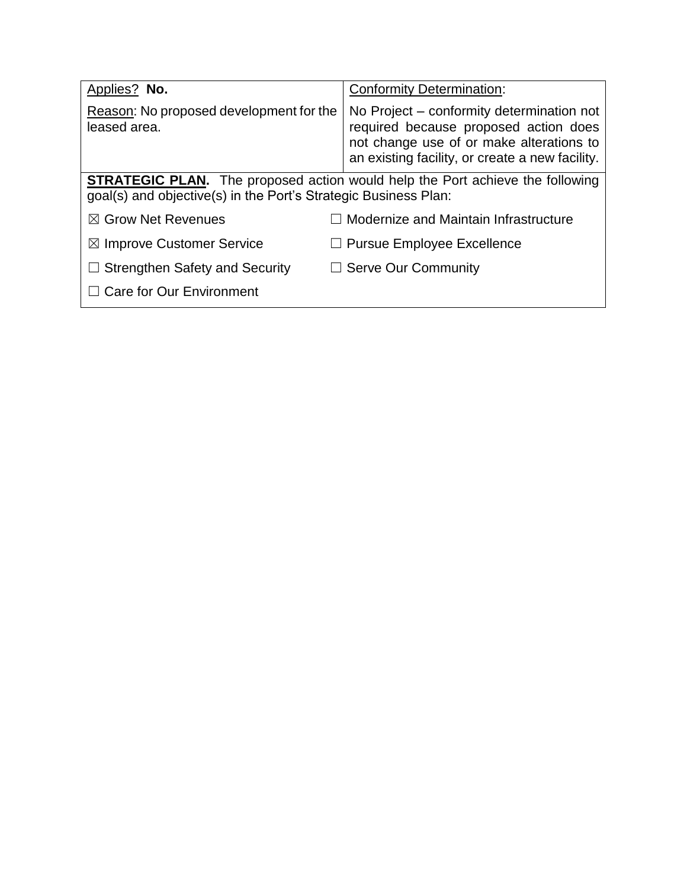| | |
|---|---|
| Applies? **No.**<br><br>Reason: No proposed development for the leased area. | Conformity Determination:<br><br>No Project – conformity determination not required because proposed action does not change use of or make alterations to an existing facility, or create a new facility. |

**STRATEGIC PLAN.** The proposed action would help the Port achieve the following goal(s) and objective(s) in the Port's Strategic Business Plan:

| | |
|---|---|
| ☒ Grow Net Revenues | ☐ Modernize and Maintain Infrastructure |
| ☒ Improve Customer Service | ☐ Pursue Employee Excellence |
| ☐ Strengthen Safety and Security | ☐ Serve Our Community |
| ☐ Care for Our Environment | |